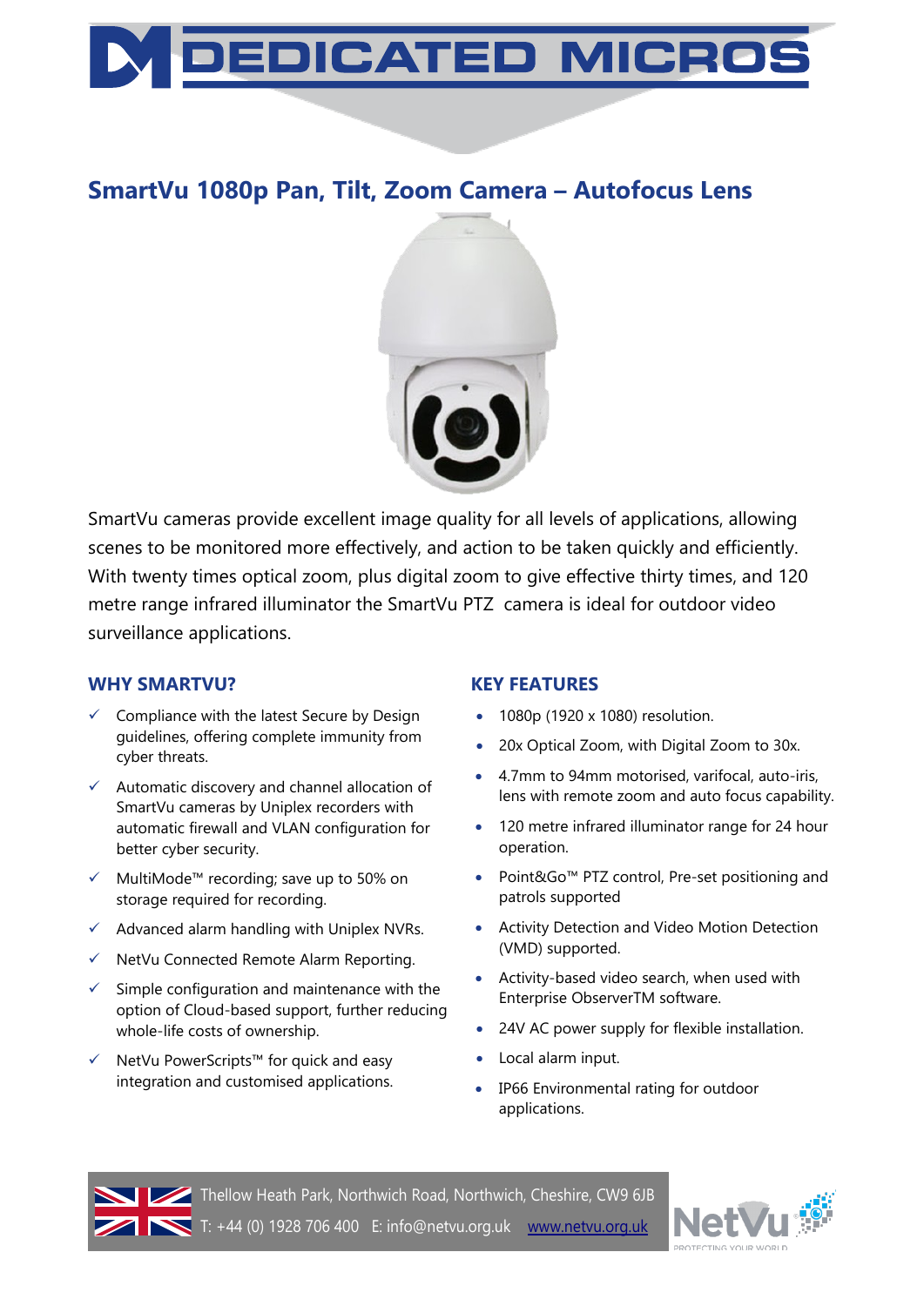# DEDICATED MICROS

## SmartVu 1080p Pan, Tilt, Zoom Camera – Autofocus Lens

SmartVu cameras provide excellent image quality for all levels of applications, allowing scenes to be monitored more effectively, and action to be taken quickly and efficiently. With twenty times optical zoom, plus digital zoom to give effective thirty times, and 120 metre range infrared illuminator the SmartVu PTZ camera is ideal for outdoor video surveillance applications.

### WHY SMARTVU?

- ✓ Compliance with the latest Secure by Design guidelines, offering complete immunity from cyber threats.
- ✓ Automatic discovery and channel allocation of SmartVu cameras by Uniplex recorders with automatic firewall and VLAN configuration for better cyber security.
- ✓ MultiMode™ recording; save up to 50% on storage required for recording.
- ✓ Advanced alarm handling with Uniplex NVRs.
- ✓ NetVu Connected Remote Alarm Reporting.
- ✓ Simple configuration and maintenance with the option of Cloud-based support, further reducing whole-life costs of ownership.
- ✓ NetVu PowerScripts™ for quick and easy integration and customised applications.

### KEY FEATURES

- 1080p (1920 x 1080) resolution.
- 20x Optical Zoom, with Digital Zoom to 30x.
- 4.7mm to 94mm motorised, varifocal, auto-iris, lens with remote zoom and auto focus capability.
- 120 metre infrared illuminator range for 24 hour operation.
- Point&Go™ PTZ control, Pre-set positioning and patrols supported
- Activity Detection and Video Motion Detection (VMD) supported.
- Activity-based video search, when used with Enterprise ObserverTM software.
- 24V AC power supply for flexible installation.
- Local alarm input.
- IP66 Environmental rating for outdoor applications.

Thellow Heath Park, Northwich Road, Northwich, Cheshire, CW9 6JB
T: +44 (0) 1928 706 400 E: info@netvu.org.uk www.netvu.org.uk

NetVu PROTECTING YOUR WORLD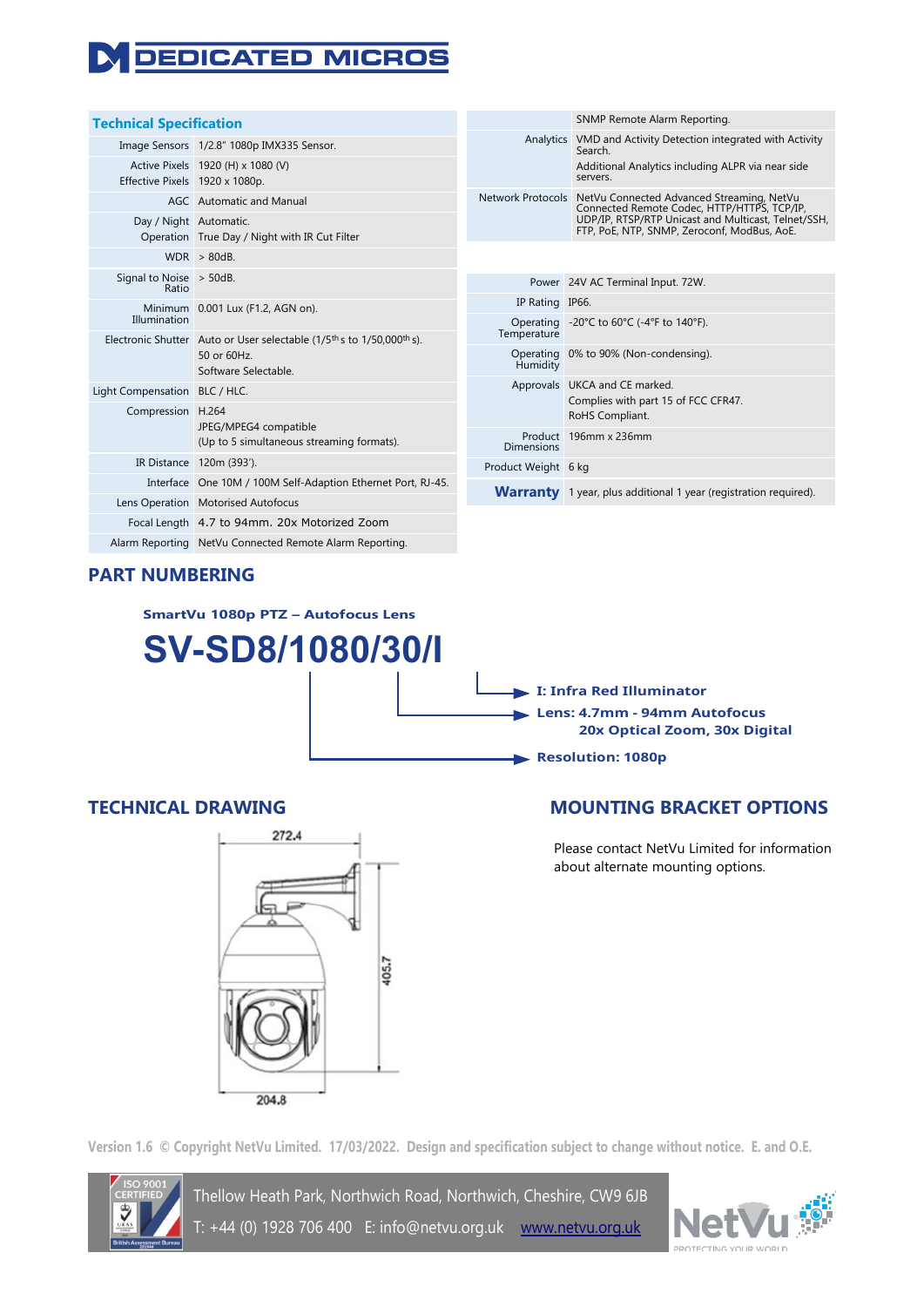## Technical Specification

| | |
|---|---|
| Image Sensors | 1/2.8" 1080p IMX335 Sensor. |
| Active Pixels<br>Effective Pixels | 1920 (H) x 1080 (V)<br>1920 x 1080p. |
| AGC | Automatic and Manual |
| Day / Night<br>Operation | Automatic.<br>True Day / Night with IR Cut Filter |
| WDR | > 80dB. |
| Signal to Noise Ratio | > 50dB. |
| Minimum Illumination | 0.001 Lux (F1.2, AGN on). |
| Electronic Shutter | Auto or User selectable (1/5th s to 1/50,000th s).<br>50 or 60Hz.<br>Software Selectable. |
| Light Compensation | BLC / HLC. |
| Compression | H.264<br>JPEG/MPEG4 compatible<br>(Up to 5 simultaneous streaming formats). |
| IR Distance | 120m (393'). |
| Interface | One 10M / 100M Self-Adaption Ethernet Port, RJ-45. |
| Lens Operation | Motorised Autofocus |
| Focal Length | 4.7 to 94mm. 20x Motorized Zoom |
| Alarm Reporting | NetVu Connected Remote Alarm Reporting. |
| | SNMP Remote Alarm Reporting. |
| Analytics | VMD and Activity Detection integrated with Activity Search.<br>Additional Analytics including ALPR via near side servers. |
| Network Protocols | NetVu Connected Advanced Streaming, NetVu Connected Remote Codec, HTTP/HTTPS, TCP/IP, UDP/IP, RTSP/RTP Unicast and Multicast, Telnet/SSH, FTP, PoE, NTP, SNMP, Zeroconf, ModBus, AoE. |

| | |
|---|---|
| Power | 24V AC Terminal Input. 72W. |
| IP Rating | IP66. |
| Operating Temperature | -20°C to 60°C (-4°F to 140°F). |
| Operating Humidity | 0% to 90% (Non-condensing). |
| Approvals | UKCA and CE marked.<br>Complies with part 15 of FCC CFR47.<br>RoHS Compliant. |
| Product Dimensions | 196mm x 236mm |
| Product Weight | 6 kg |
| **Warranty** | 1 year, plus additional 1 year (registration required). |

## PART NUMBERING

**SmartVu 1080p PTZ – Autofocus Lens**

# SV-SD8/1080/30/I

- **I: Infra Red Illuminator**
- **Lens: 4.7mm - 94mm Autofocus 20x Optical Zoom, 30x Digital**
- **Resolution: 1080p**

## TECHNICAL DRAWING

272.4

405.7

204.8

## MOUNTING BRACKET OPTIONS

Please contact NetVu Limited for information about alternate mounting options.

Version 1.6 © Copyright NetVu Limited. 17/03/2022. Design and specification subject to change without notice. E. and O.E.

Thellow Heath Park, Northwich Road, Northwich, Cheshire, CW9 6JB

T: +44 (0) 1928 706 400 E: info@netvu.org.uk www.netvu.org.uk